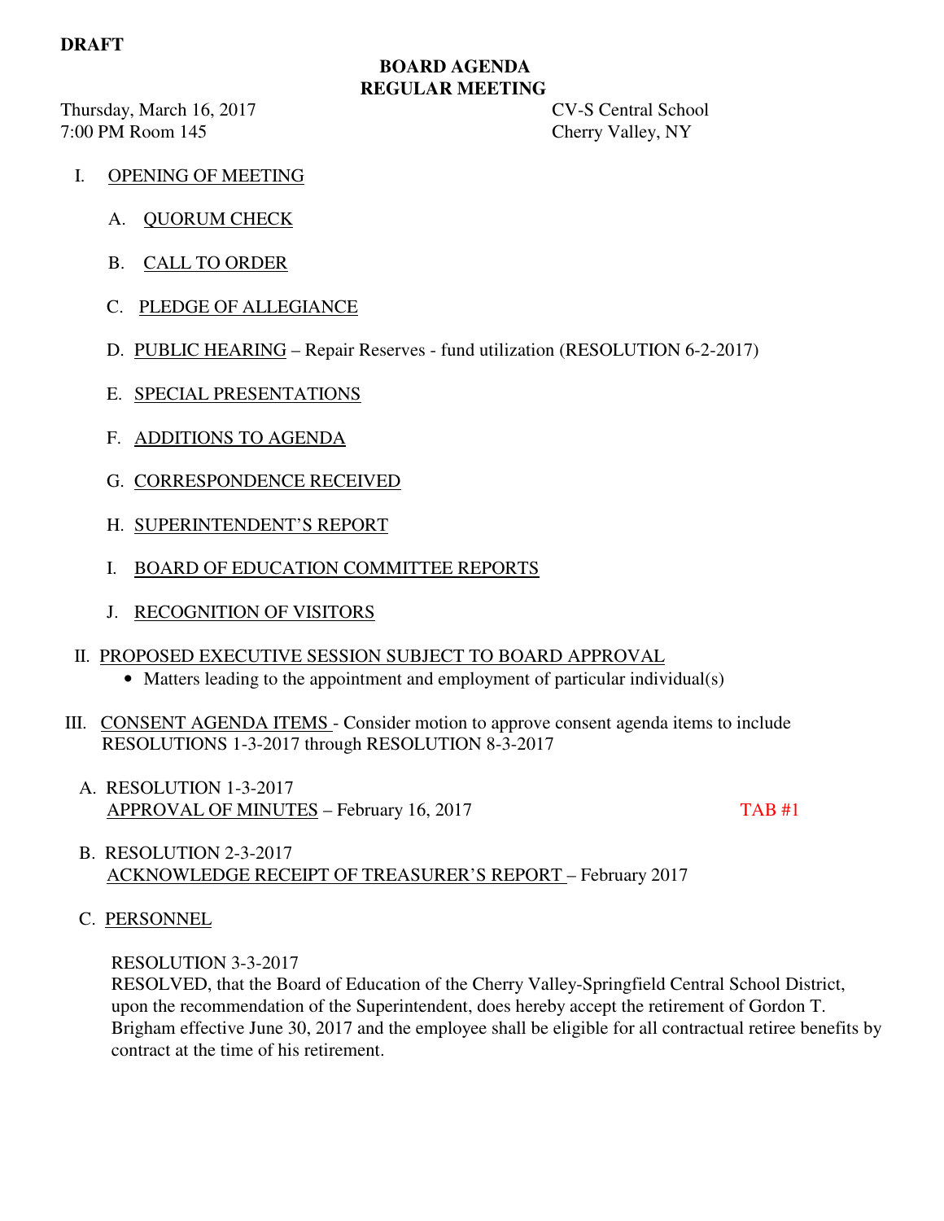**DRAFT**

**BOARD AGENDA**
**REGULAR MEETING**

Thursday, March 16, 2017
7:00 PM Room 145

CV-S Central School
Cherry Valley, NY

I. OPENING OF MEETING

   A. QUORUM CHECK

   B. CALL TO ORDER

   C. PLEDGE OF ALLEGIANCE

   D. PUBLIC HEARING – Repair Reserves - fund utilization (RESOLUTION 6-2-2017)

   E. SPECIAL PRESENTATIONS

   F. ADDITIONS TO AGENDA

   G. CORRESPONDENCE RECEIVED

   H. SUPERINTENDENT'S REPORT

   I. BOARD OF EDUCATION COMMITTEE REPORTS

   J. RECOGNITION OF VISITORS

II. PROPOSED EXECUTIVE SESSION SUBJECT TO BOARD APPROVAL

- Matters leading to the appointment and employment of particular individual(s)

III. CONSENT AGENDA ITEMS - Consider motion to approve consent agenda items to include RESOLUTIONS 1-3-2017 through RESOLUTION 8-3-2017

   A. RESOLUTION 1-3-2017
   APPROVAL OF MINUTES – February 16, 2017 TAB #1

   B. RESOLUTION 2-3-2017
   ACKNOWLEDGE RECEIPT OF TREASURER'S REPORT – February 2017

   C. PERSONNEL

   RESOLUTION 3-3-2017
   RESOLVED, that the Board of Education of the Cherry Valley-Springfield Central School District, upon the recommendation of the Superintendent, does hereby accept the retirement of Gordon T. Brigham effective June 30, 2017 and the employee shall be eligible for all contractual retiree benefits by contract at the time of his retirement.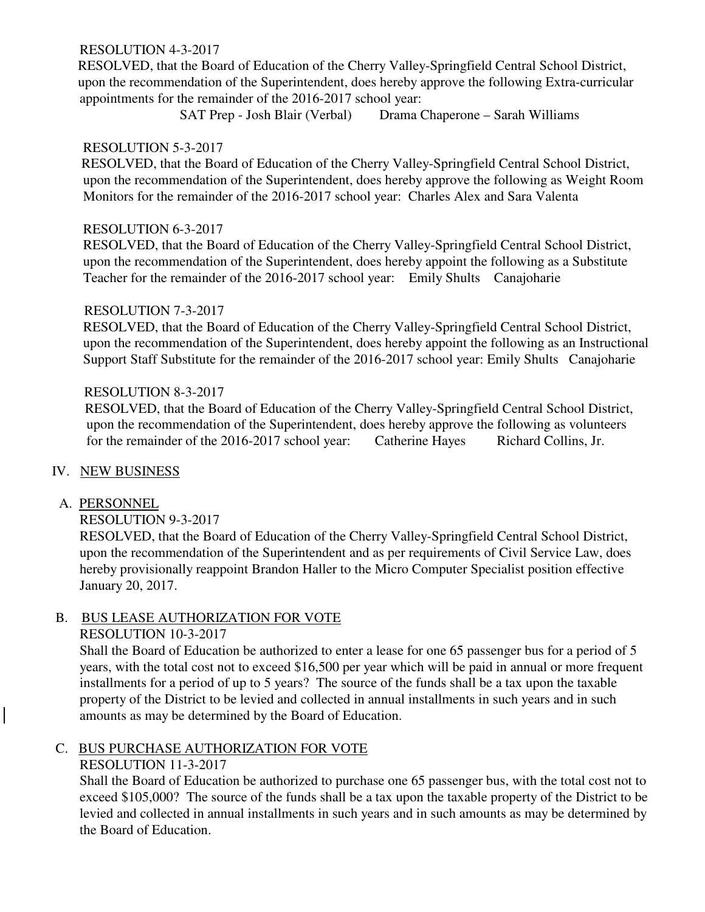RESOLUTION 4-3-2017

RESOLVED, that the Board of Education of the Cherry Valley-Springfield Central School District, upon the recommendation of the Superintendent, does hereby approve the following Extra-curricular appointments for the remainder of the 2016-2017 school year:

SAT Prep - Josh Blair (Verbal)  Drama Chaperone – Sarah Williams

RESOLUTION 5-3-2017

RESOLVED, that the Board of Education of the Cherry Valley-Springfield Central School District, upon the recommendation of the Superintendent, does hereby approve the following as Weight Room Monitors for the remainder of the 2016-2017 school year: Charles Alex and Sara Valenta

RESOLUTION 6-3-2017

RESOLVED, that the Board of Education of the Cherry Valley-Springfield Central School District, upon the recommendation of the Superintendent, does hereby appoint the following as a Substitute Teacher for the remainder of the 2016-2017 school year: Emily Shults Canajoharie

RESOLUTION 7-3-2017

RESOLVED, that the Board of Education of the Cherry Valley-Springfield Central School District, upon the recommendation of the Superintendent, does hereby appoint the following as an Instructional Support Staff Substitute for the remainder of the 2016-2017 school year: Emily Shults Canajoharie

RESOLUTION 8-3-2017

RESOLVED, that the Board of Education of the Cherry Valley-Springfield Central School District, upon the recommendation of the Superintendent, does hereby approve the following as volunteers for the remainder of the 2016-2017 school year: Catherine Hayes  Richard Collins, Jr.

## IV. NEW BUSINESS

### A. PERSONNEL

RESOLUTION 9-3-2017

RESOLVED, that the Board of Education of the Cherry Valley-Springfield Central School District, upon the recommendation of the Superintendent and as per requirements of Civil Service Law, does hereby provisionally reappoint Brandon Haller to the Micro Computer Specialist position effective January 20, 2017.

### B. BUS LEASE AUTHORIZATION FOR VOTE

RESOLUTION 10-3-2017

Shall the Board of Education be authorized to enter a lease for one 65 passenger bus for a period of 5 years, with the total cost not to exceed $16,500 per year which will be paid in annual or more frequent installments for a period of up to 5 years? The source of the funds shall be a tax upon the taxable property of the District to be levied and collected in annual installments in such years and in such amounts as may be determined by the Board of Education.

### C. BUS PURCHASE AUTHORIZATION FOR VOTE

RESOLUTION 11-3-2017

Shall the Board of Education be authorized to purchase one 65 passenger bus, with the total cost not to exceed $105,000? The source of the funds shall be a tax upon the taxable property of the District to be levied and collected in annual installments in such years and in such amounts as may be determined by the Board of Education.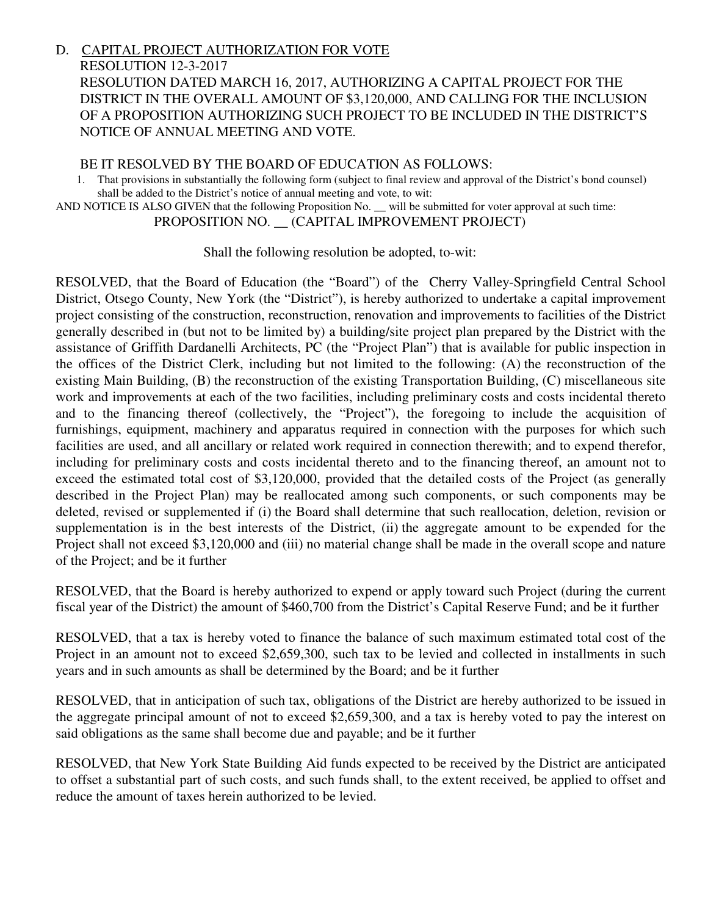D. <u>CAPITAL PROJECT AUTHORIZATION FOR VOTE</u>

RESOLUTION 12-3-2017

RESOLUTION DATED MARCH 16, 2017, AUTHORIZING A CAPITAL PROJECT FOR THE DISTRICT IN THE OVERALL AMOUNT OF $3,120,000, AND CALLING FOR THE INCLUSION OF A PROPOSITION AUTHORIZING SUCH PROJECT TO BE INCLUDED IN THE DISTRICT'S NOTICE OF ANNUAL MEETING AND VOTE.

BE IT RESOLVED BY THE BOARD OF EDUCATION AS FOLLOWS:

1. That provisions in substantially the following form (subject to final review and approval of the District's bond counsel) shall be added to the District's notice of annual meeting and vote, to wit:

AND NOTICE IS ALSO GIVEN that the following Proposition No. __ will be submitted for voter approval at such time:

PROPOSITION NO. __ (CAPITAL IMPROVEMENT PROJECT)

Shall the following resolution be adopted, to-wit:

RESOLVED, that the Board of Education (the "Board") of the Cherry Valley-Springfield Central School District, Otsego County, New York (the "District"), is hereby authorized to undertake a capital improvement project consisting of the construction, reconstruction, renovation and improvements to facilities of the District generally described in (but not to be limited by) a building/site project plan prepared by the District with the assistance of Griffith Dardanelli Architects, PC (the "Project Plan") that is available for public inspection in the offices of the District Clerk, including but not limited to the following: (A) the reconstruction of the existing Main Building, (B) the reconstruction of the existing Transportation Building, (C) miscellaneous site work and improvements at each of the two facilities, including preliminary costs and costs incidental thereto and to the financing thereof (collectively, the "Project"), the foregoing to include the acquisition of furnishings, equipment, machinery and apparatus required in connection with the purposes for which such facilities are used, and all ancillary or related work required in connection therewith; and to expend therefor, including for preliminary costs and costs incidental thereto and to the financing thereof, an amount not to exceed the estimated total cost of $3,120,000, provided that the detailed costs of the Project (as generally described in the Project Plan) may be reallocated among such components, or such components may be deleted, revised or supplemented if (i) the Board shall determine that such reallocation, deletion, revision or supplementation is in the best interests of the District, (ii) the aggregate amount to be expended for the Project shall not exceed $3,120,000 and (iii) no material change shall be made in the overall scope and nature of the Project; and be it further

RESOLVED, that the Board is hereby authorized to expend or apply toward such Project (during the current fiscal year of the District) the amount of $460,700 from the District's Capital Reserve Fund; and be it further

RESOLVED, that a tax is hereby voted to finance the balance of such maximum estimated total cost of the Project in an amount not to exceed $2,659,300, such tax to be levied and collected in installments in such years and in such amounts as shall be determined by the Board; and be it further

RESOLVED, that in anticipation of such tax, obligations of the District are hereby authorized to be issued in the aggregate principal amount of not to exceed $2,659,300, and a tax is hereby voted to pay the interest on said obligations as the same shall become due and payable; and be it further

RESOLVED, that New York State Building Aid funds expected to be received by the District are anticipated to offset a substantial part of such costs, and such funds shall, to the extent received, be applied to offset and reduce the amount of taxes herein authorized to be levied.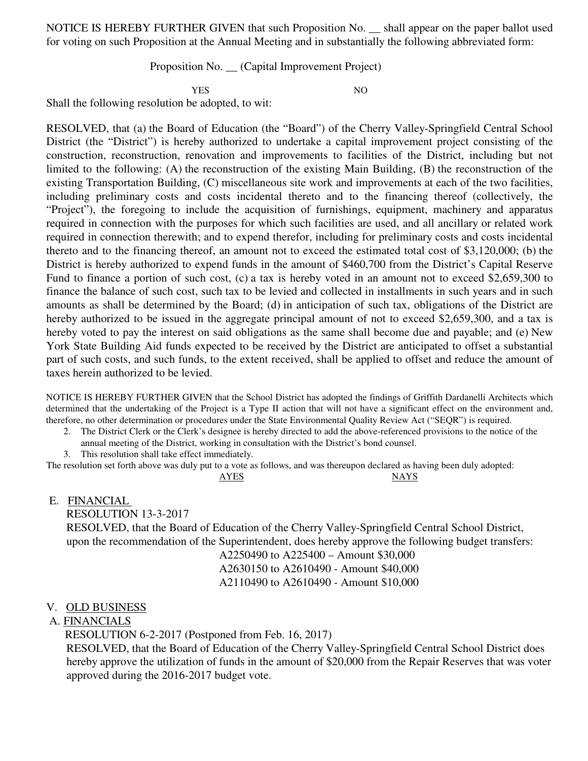NOTICE IS HEREBY FURTHER GIVEN that such Proposition No. __ shall appear on the paper ballot used for voting on such Proposition at the Annual Meeting and in substantially the following abbreviated form:

Proposition No. __ (Capital Improvement Project)

YES NO

Shall the following resolution be adopted, to wit:

RESOLVED, that (a) the Board of Education (the "Board") of the Cherry Valley-Springfield Central School District (the "District") is hereby authorized to undertake a capital improvement project consisting of the construction, reconstruction, renovation and improvements to facilities of the District, including but not limited to the following: (A) the reconstruction of the existing Main Building, (B) the reconstruction of the existing Transportation Building, (C) miscellaneous site work and improvements at each of the two facilities, including preliminary costs and costs incidental thereto and to the financing thereof (collectively, the "Project"), the foregoing to include the acquisition of furnishings, equipment, machinery and apparatus required in connection with the purposes for which such facilities are used, and all ancillary or related work required in connection therewith; and to expend therefor, including for preliminary costs and costs incidental thereto and to the financing thereof, an amount not to exceed the estimated total cost of $3,120,000; (b) the District is hereby authorized to expend funds in the amount of $460,700 from the District's Capital Reserve Fund to finance a portion of such cost, (c) a tax is hereby voted in an amount not to exceed $2,659,300 to finance the balance of such cost, such tax to be levied and collected in installments in such years and in such amounts as shall be determined by the Board; (d) in anticipation of such tax, obligations of the District are hereby authorized to be issued in the aggregate principal amount of not to exceed $2,659,300, and a tax is hereby voted to pay the interest on said obligations as the same shall become due and payable; and (e) New York State Building Aid funds expected to be received by the District are anticipated to offset a substantial part of such costs, and such funds, to the extent received, shall be applied to offset and reduce the amount of taxes herein authorized to be levied.

NOTICE IS HEREBY FURTHER GIVEN that the School District has adopted the findings of Griffith Dardanelli Architects which determined that the undertaking of the Project is a Type II action that will not have a significant effect on the environment and, therefore, no other determination or procedures under the State Environmental Quality Review Act ("SEQR") is required.

2. The District Clerk or the Clerk's designee is hereby directed to add the above-referenced provisions to the notice of the annual meeting of the District, working in consultation with the District's bond counsel.
3. This resolution shall take effect immediately.

The resolution set forth above was duly put to a vote as follows, and was thereupon declared as having been duly adopted:

AYES NAYS

E. FINANCIAL

RESOLUTION 13-3-2017

RESOLVED, that the Board of Education of the Cherry Valley-Springfield Central School District, upon the recommendation of the Superintendent, does hereby approve the following budget transfers:

A2250490 to A225400 – Amount $30,000
A2630150 to A2610490 - Amount $40,000
A2110490 to A2610490 - Amount $10,000

V. OLD BUSINESS

A. FINANCIALS

RESOLUTION 6-2-2017 (Postponed from Feb. 16, 2017)

RESOLVED, that the Board of Education of the Cherry Valley-Springfield Central School District does hereby approve the utilization of funds in the amount of $20,000 from the Repair Reserves that was voter approved during the 2016-2017 budget vote.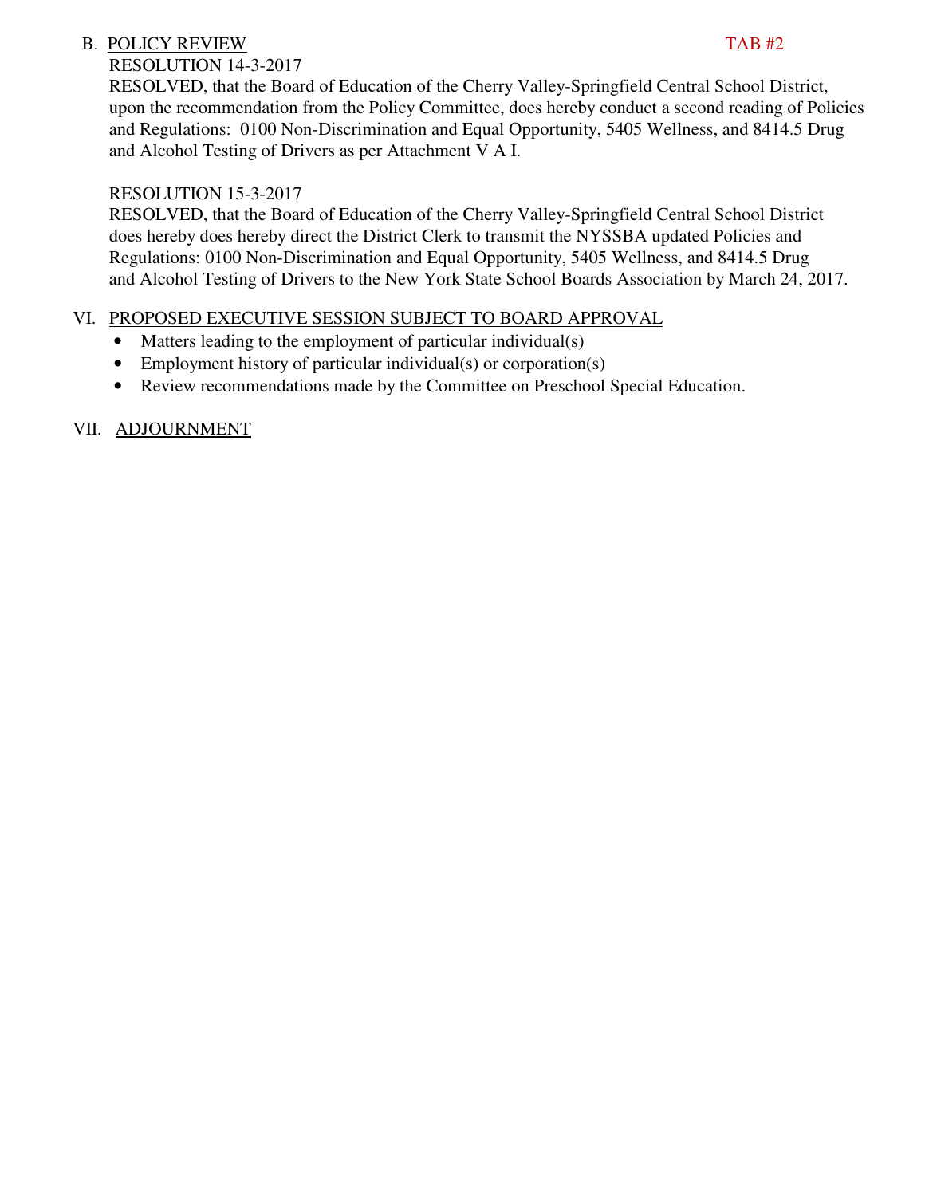B. <u>POLICY REVIEW</u> TAB #2

RESOLUTION 14-3-2017

RESOLVED, that the Board of Education of the Cherry Valley-Springfield Central School District, upon the recommendation from the Policy Committee, does hereby conduct a second reading of Policies and Regulations: 0100 Non-Discrimination and Equal Opportunity, 5405 Wellness, and 8414.5 Drug and Alcohol Testing of Drivers as per Attachment V A I.

RESOLUTION 15-3-2017

RESOLVED, that the Board of Education of the Cherry Valley-Springfield Central School District does hereby does hereby direct the District Clerk to transmit the NYSSBA updated Policies and Regulations: 0100 Non-Discrimination and Equal Opportunity, 5405 Wellness, and 8414.5 Drug and Alcohol Testing of Drivers to the New York State School Boards Association by March 24, 2017.

VI. <u>PROPOSED EXECUTIVE SESSION SUBJECT TO BOARD APPROVAL</u>

- Matters leading to the employment of particular individual(s)
- Employment history of particular individual(s) or corporation(s)
- Review recommendations made by the Committee on Preschool Special Education.

VII. <u>ADJOURNMENT</u>